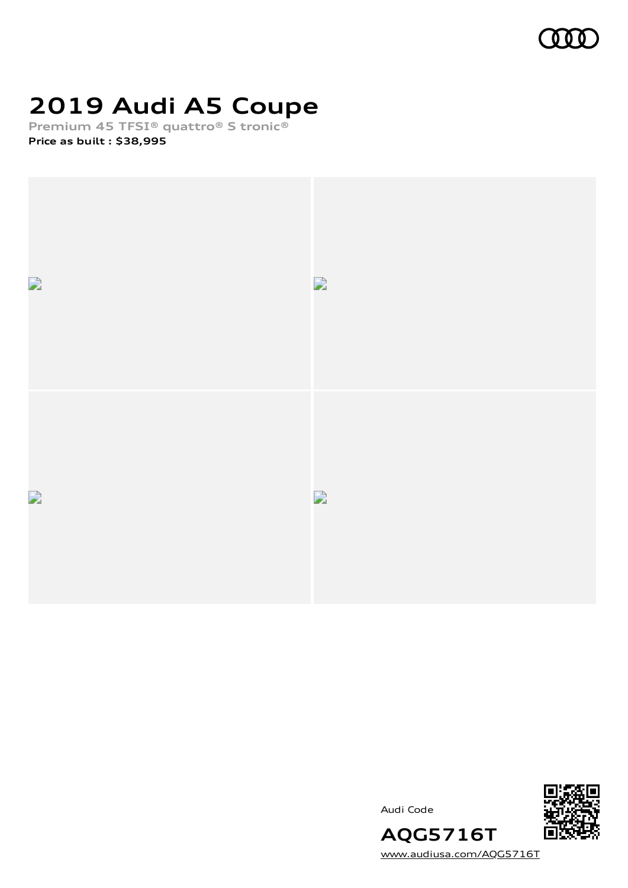# 2019 Audi A5 Coupe

**Premium 45 TFSI® quattro® S tronic®**

**Price as built : $38,995**

Audi Code

**AQG5716T**

www.audiusa.com/AQG5716T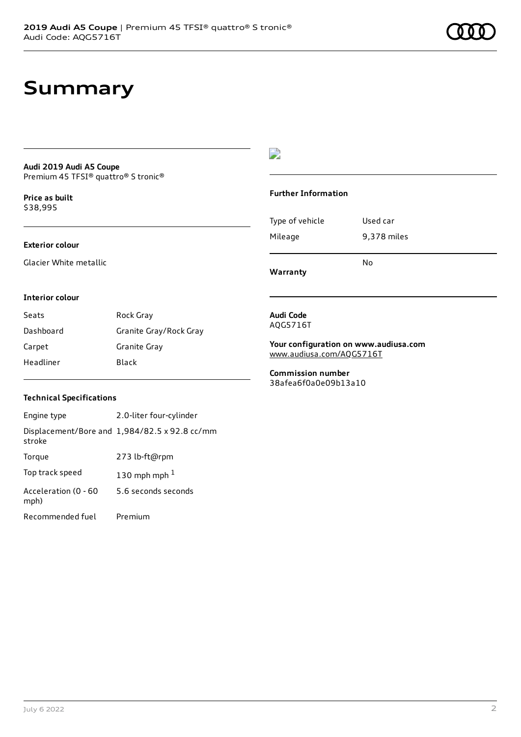# Summary

**Audi 2019 Audi A5 Coupe**
Premium 45 TFSI® quattro® S tronic®

**Price as built**
$38,995

### Exterior colour

Glacier White metallic

### Interior colour

| | |
|---|---|
| Seats | Rock Gray |
| Dashboard | Granite Gray/Rock Gray |
| Carpet | Granite Gray |
| Headliner | Black |

### Technical Specifications

| | |
|---|---|
| Engine type | 2.0-liter four-cylinder |
| Displacement/Bore and stroke | 1,984/82.5 x 92.8 cc/mm |
| Torque | 273 lb-ft@rpm |
| Top track speed | 130 mph mph [1] |
| Acceleration (0 - 60 mph) | 5.6 seconds seconds |
| Recommended fuel | Premium |

### Further Information

| | |
|---|---|
| Type of vehicle | Used car |
| Mileage | 9,378 miles |
| **Warranty** | No |

**Audi Code**
AQG5716T

**Your configuration on www.audiusa.com**
www.audiusa.com/AQG5716T

**Commission number**
38afea6f0a0e09b13a10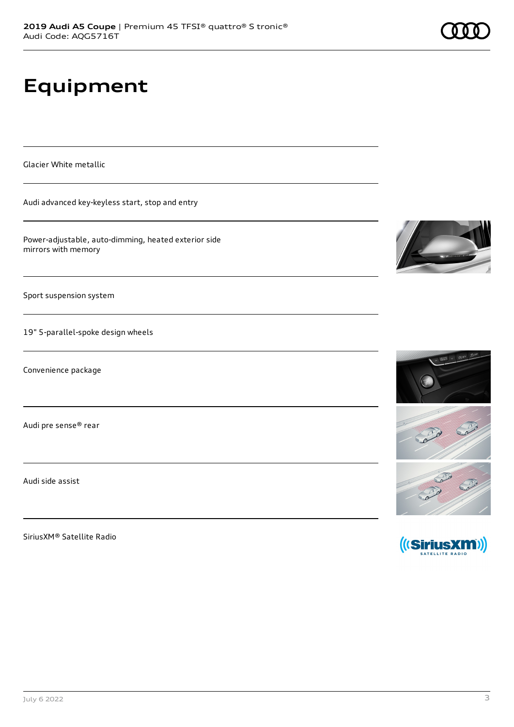# Equipment

Glacier White metallic

Audi advanced key-keyless start, stop and entry

Power-adjustable, auto-dimming, heated exterior side mirrors with memory

Sport suspension system

19" 5-parallel-spoke design wheels

Convenience package

Audi pre sense® rear

Audi side assist

SiriusXM® Satellite Radio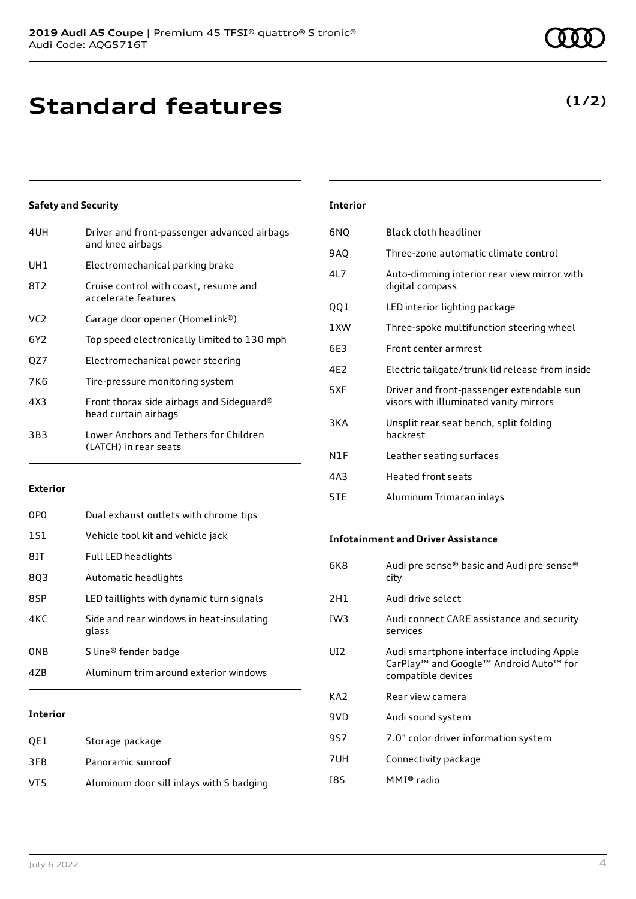# Standard features

**(1/2)**

### Safety and Security

| | |
|---|---|
| 4UH | Driver and front-passenger advanced airbags and knee airbags |
| UH1 | Electromechanical parking brake |
| 8T2 | Cruise control with coast, resume and accelerate features |
| VC2 | Garage door opener (HomeLink®) |
| 6Y2 | Top speed electronically limited to 130 mph |
| QZ7 | Electromechanical power steering |
| 7K6 | Tire-pressure monitoring system |
| 4X3 | Front thorax side airbags and Sideguard® head curtain airbags |
| 3B3 | Lower Anchors and Tethers for Children (LATCH) in rear seats |

### Exterior

| | |
|---|---|
| 0P0 | Dual exhaust outlets with chrome tips |
| 1S1 | Vehicle tool kit and vehicle jack |
| 8IT | Full LED headlights |
| 8Q3 | Automatic headlights |
| 8SP | LED taillights with dynamic turn signals |
| 4KC | Side and rear windows in heat-insulating glass |
| 0NB | S line® fender badge |
| 4ZB | Aluminum trim around exterior windows |

### Interior

| | |
|---|---|
| QE1 | Storage package |
| 3FB | Panoramic sunroof |
| VT5 | Aluminum door sill inlays with S badging |

### Interior

| | |
|---|---|
| 6NQ | Black cloth headliner |
| 9AQ | Three-zone automatic climate control |
| 4L7 | Auto-dimming interior rear view mirror with digital compass |
| QQ1 | LED interior lighting package |
| 1XW | Three-spoke multifunction steering wheel |
| 6E3 | Front center armrest |
| 4E2 | Electric tailgate/trunk lid release from inside |
| 5XF | Driver and front-passenger extendable sun visors with illuminated vanity mirrors |
| 3KA | Unsplit rear seat bench, split folding backrest |
| N1F | Leather seating surfaces |
| 4A3 | Heated front seats |
| 5TE | Aluminum Trimaran inlays |

### Infotainment and Driver Assistance

| | |
|---|---|
| 6K8 | Audi pre sense® basic and Audi pre sense® city |
| 2H1 | Audi drive select |
| IW3 | Audi connect CARE assistance and security services |
| UI2 | Audi smartphone interface including Apple CarPlay™ and Google™ Android Auto™ for compatible devices |
| KA2 | Rear view camera |
| 9VD | Audi sound system |
| 9S7 | 7.0" color driver information system |
| 7UH | Connectivity package |
| I8S | MMI® radio |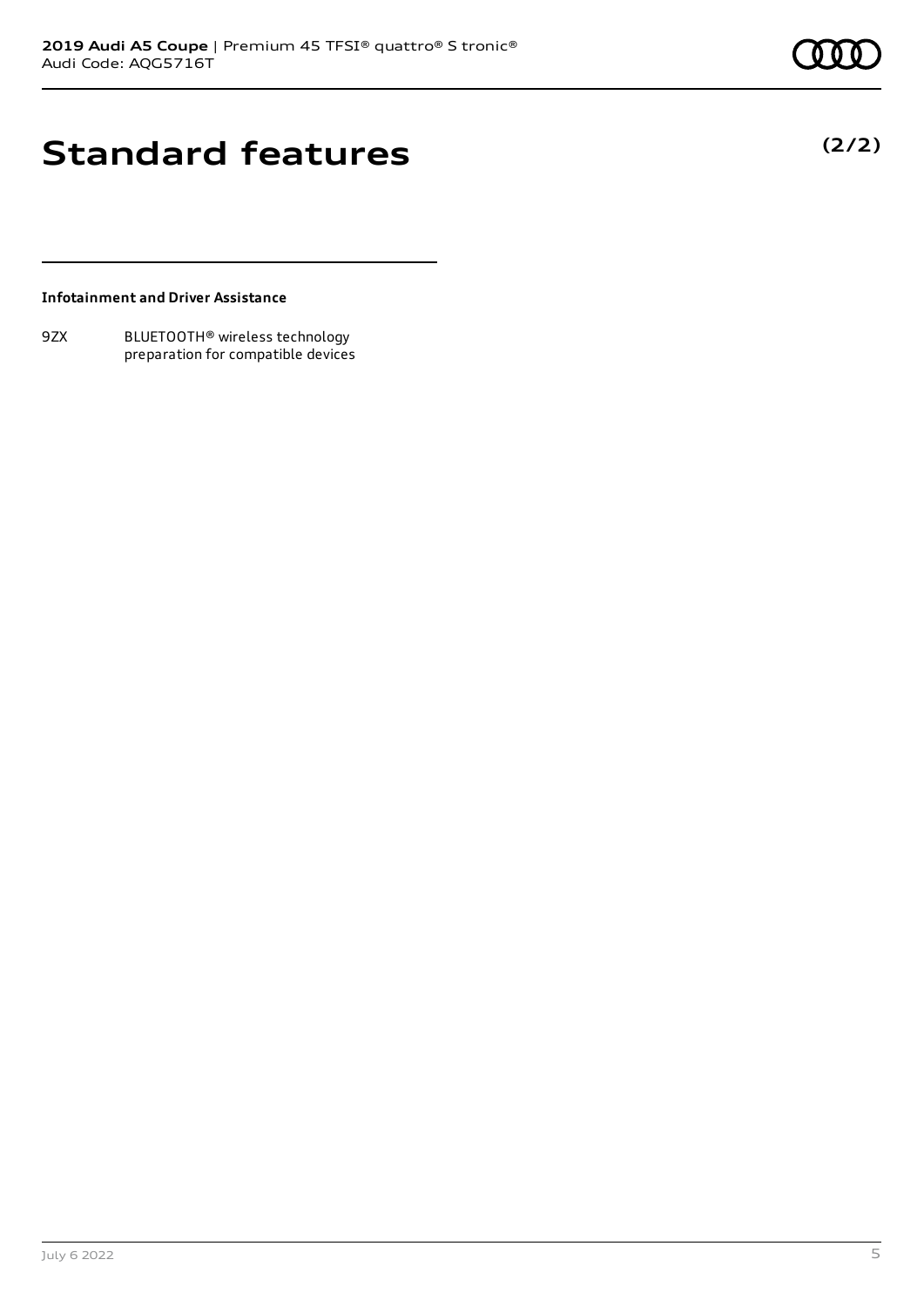# Standard features

**(2/2)**

**Infotainment and Driver Assistance**

| | |
|---|---|
| 9ZX | BLUETOOTH® wireless technology preparation for compatible devices |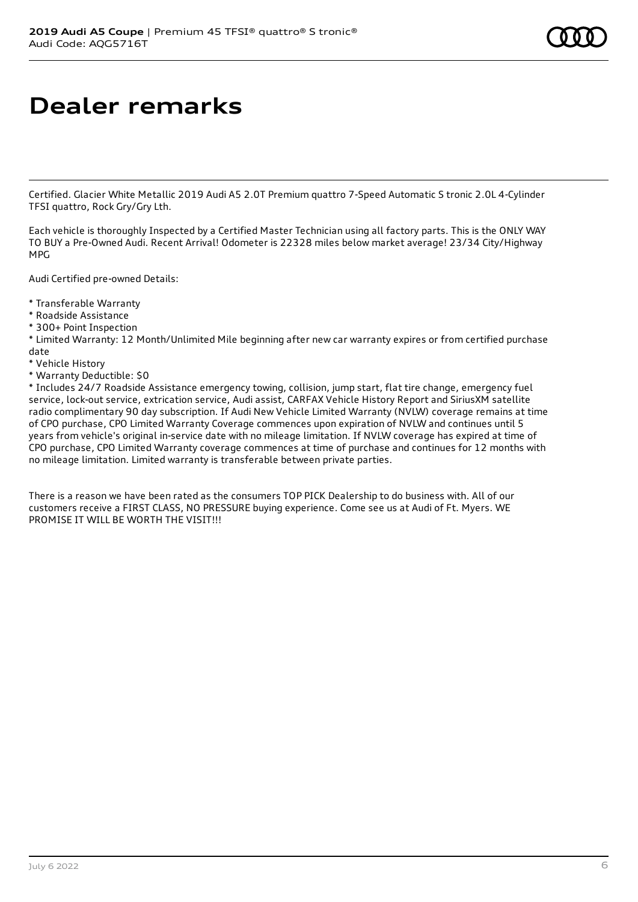# Dealer remarks

Certified. Glacier White Metallic 2019 Audi A5 2.0T Premium quattro 7-Speed Automatic S tronic 2.0L 4-Cylinder TFSI quattro, Rock Gry/Gry Lth.

Each vehicle is thoroughly Inspected by a Certified Master Technician using all factory parts. This is the ONLY WAY TO BUY a Pre-Owned Audi. Recent Arrival! Odometer is 22328 miles below market average! 23/34 City/Highway MPG

Audi Certified pre-owned Details:

* Transferable Warranty
* Roadside Assistance
* 300+ Point Inspection
* Limited Warranty: 12 Month/Unlimited Mile beginning after new car warranty expires or from certified purchase date
* Vehicle History
* Warranty Deductible: $0
* Includes 24/7 Roadside Assistance emergency towing, collision, jump start, flat tire change, emergency fuel service, lock-out service, extrication service, Audi assist, CARFAX Vehicle History Report and SiriusXM satellite radio complimentary 90 day subscription. If Audi New Vehicle Limited Warranty (NVLW) coverage remains at time of CPO purchase, CPO Limited Warranty Coverage commences upon expiration of NVLW and continues until 5 years from vehicle's original in-service date with no mileage limitation. If NVLW coverage has expired at time of CPO purchase, CPO Limited Warranty coverage commences at time of purchase and continues for 12 months with no mileage limitation. Limited warranty is transferable between private parties.

There is a reason we have been rated as the consumers TOP PICK Dealership to do business with. All of our customers receive a FIRST CLASS, NO PRESSURE buying experience. Come see us at Audi of Ft. Myers. WE PROMISE IT WILL BE WORTH THE VISIT!!!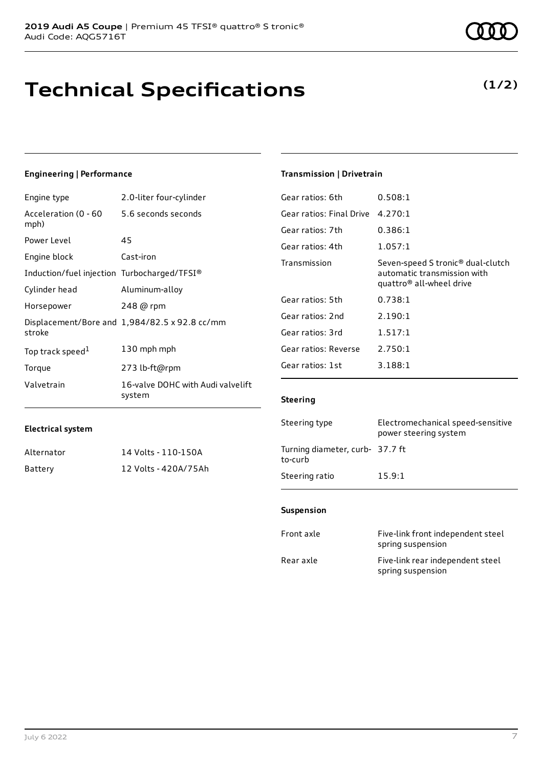# Technical Specifications

**(1/2)**

### Engineering | Performance

| | |
|---|---|
| Engine type | 2.0-liter four-cylinder |
| Acceleration (0 - 60 mph) | 5.6 seconds seconds |
| Power Level | 45 |
| Engine block | Cast-iron |
| Induction/fuel injection | Turbocharged/TFSI® |
| Cylinder head | Aluminum-alloy |
| Horsepower | 248 @ rpm |
| Displacement/Bore and stroke | 1,984/82.5 x 92.8 cc/mm |
| Top track speed[1] | 130 mph mph |
| Torque | 273 lb-ft@rpm |
| Valvetrain | 16-valve DOHC with Audi valvelift system |

### Electrical system

| | |
|---|---|
| Alternator | 14 Volts - 110-150A |
| Battery | 12 Volts - 420A/75Ah |

### Transmission | Drivetrain

| | |
|---|---|
| Gear ratios: 6th | 0.508:1 |
| Gear ratios: Final Drive | 4.270:1 |
| Gear ratios: 7th | 0.386:1 |
| Gear ratios: 4th | 1.057:1 |
| Transmission | Seven-speed S tronic® dual-clutch automatic transmission with quattro® all-wheel drive |
| Gear ratios: 5th | 0.738:1 |
| Gear ratios: 2nd | 2.190:1 |
| Gear ratios: 3rd | 1.517:1 |
| Gear ratios: Reverse | 2.750:1 |
| Gear ratios: 1st | 3.188:1 |

### Steering

| | |
|---|---|
| Steering type | Electromechanical speed-sensitive power steering system |
| Turning diameter, curb-to-curb | 37.7 ft |
| Steering ratio | 15.9:1 |

### Suspension

| | |
|---|---|
| Front axle | Five-link front independent steel spring suspension |
| Rear axle | Five-link rear independent steel spring suspension |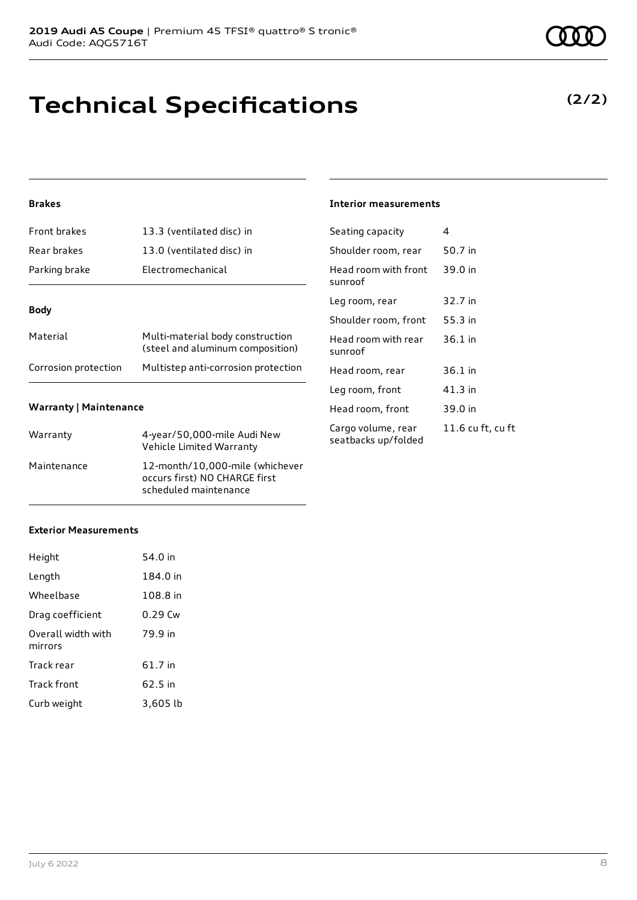# Technical Specifications

**(2/2)**

### Brakes

| | |
|---|---|
| Front brakes | 13.3 (ventilated disc) in |
| Rear brakes | 13.0 (ventilated disc) in |
| Parking brake | Electromechanical |

### Body

| | |
|---|---|
| Material | Multi-material body construction (steel and aluminum composition) |
| Corrosion protection | Multistep anti-corrosion protection |

### Warranty | Maintenance

| | |
|---|---|
| Warranty | 4-year/50,000-mile Audi New Vehicle Limited Warranty |
| Maintenance | 12-month/10,000-mile (whichever occurs first) NO CHARGE first scheduled maintenance |

### Exterior Measurements

| | |
|---|---|
| Height | 54.0 in |
| Length | 184.0 in |
| Wheelbase | 108.8 in |
| Drag coefficient | 0.29 Cw |
| Overall width with mirrors | 79.9 in |
| Track rear | 61.7 in |
| Track front | 62.5 in |
| Curb weight | 3,605 lb |

### Interior measurements

| | |
|---|---|
| Seating capacity | 4 |
| Shoulder room, rear | 50.7 in |
| Head room with front sunroof | 39.0 in |
| Leg room, rear | 32.7 in |
| Shoulder room, front | 55.3 in |
| Head room with rear sunroof | 36.1 in |
| Head room, rear | 36.1 in |
| Leg room, front | 41.3 in |
| Head room, front | 39.0 in |
| Cargo volume, rear seatbacks up/folded | 11.6 cu ft, cu ft |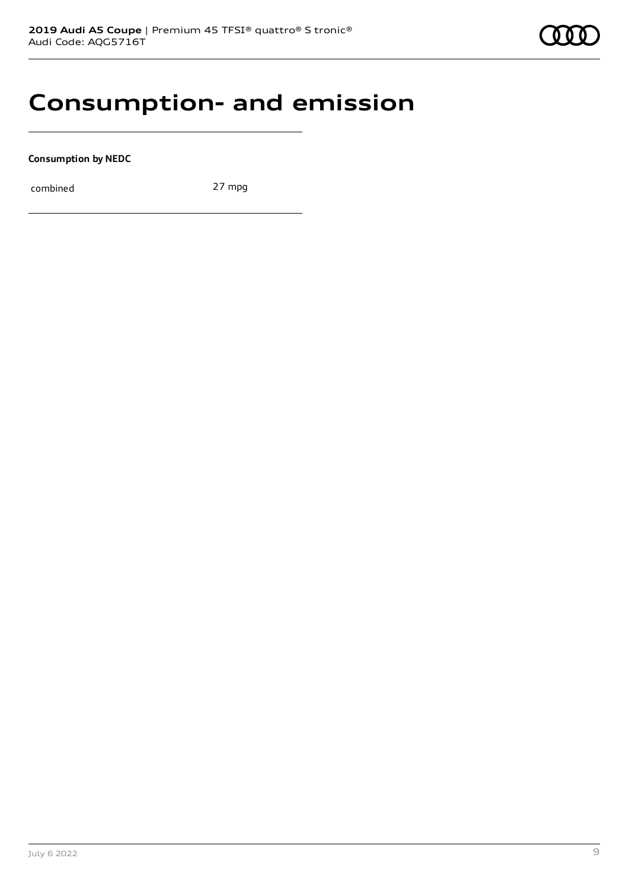# Consumption- and emission

**Consumption by NEDC**

| combined | 27 mpg |
| --- | --- |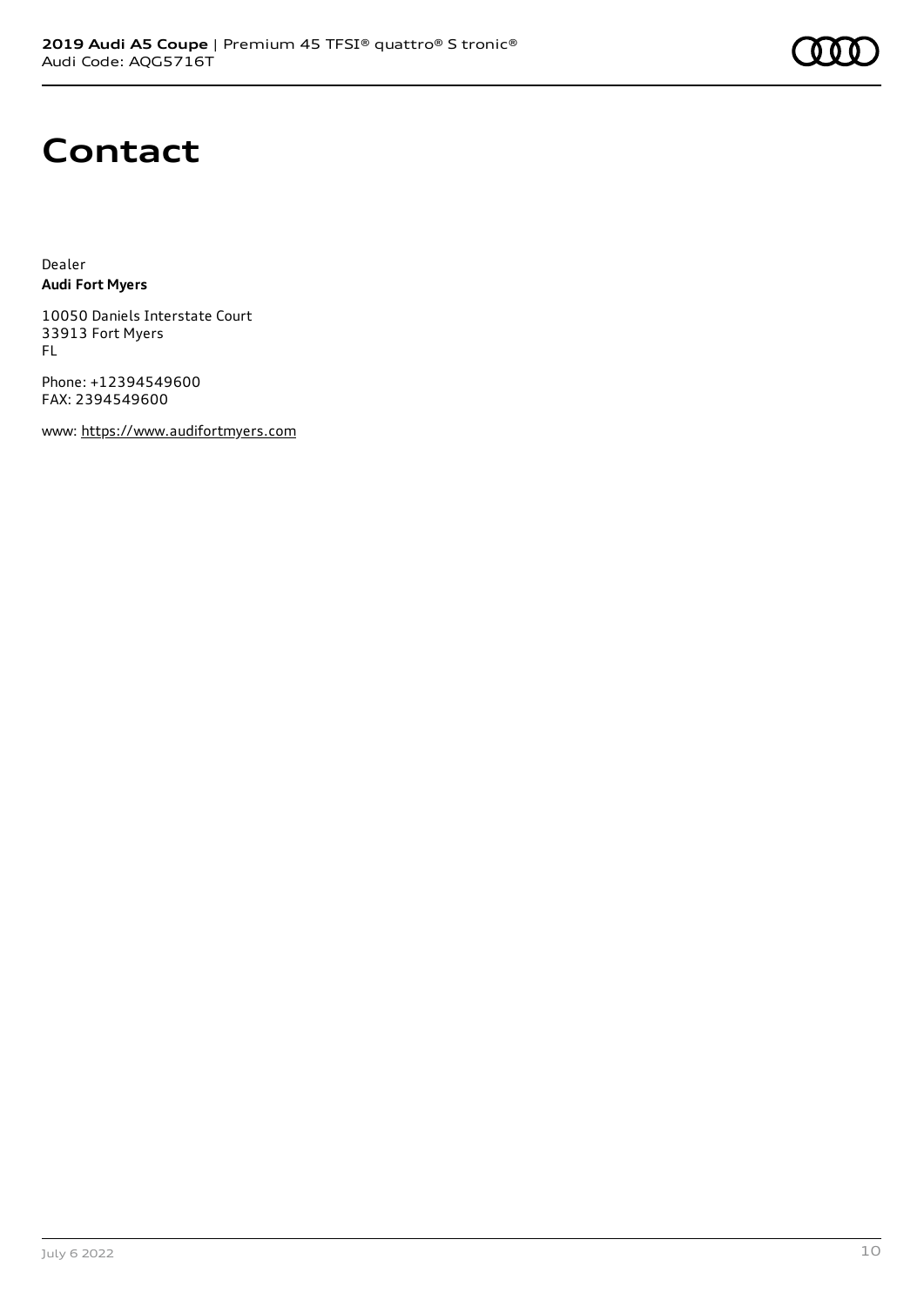# Contact

Dealer
**Audi Fort Myers**

10050 Daniels Interstate Court
33913 Fort Myers
FL

Phone: +12394549600
FAX: 2394549600

www: https://www.audifortmyers.com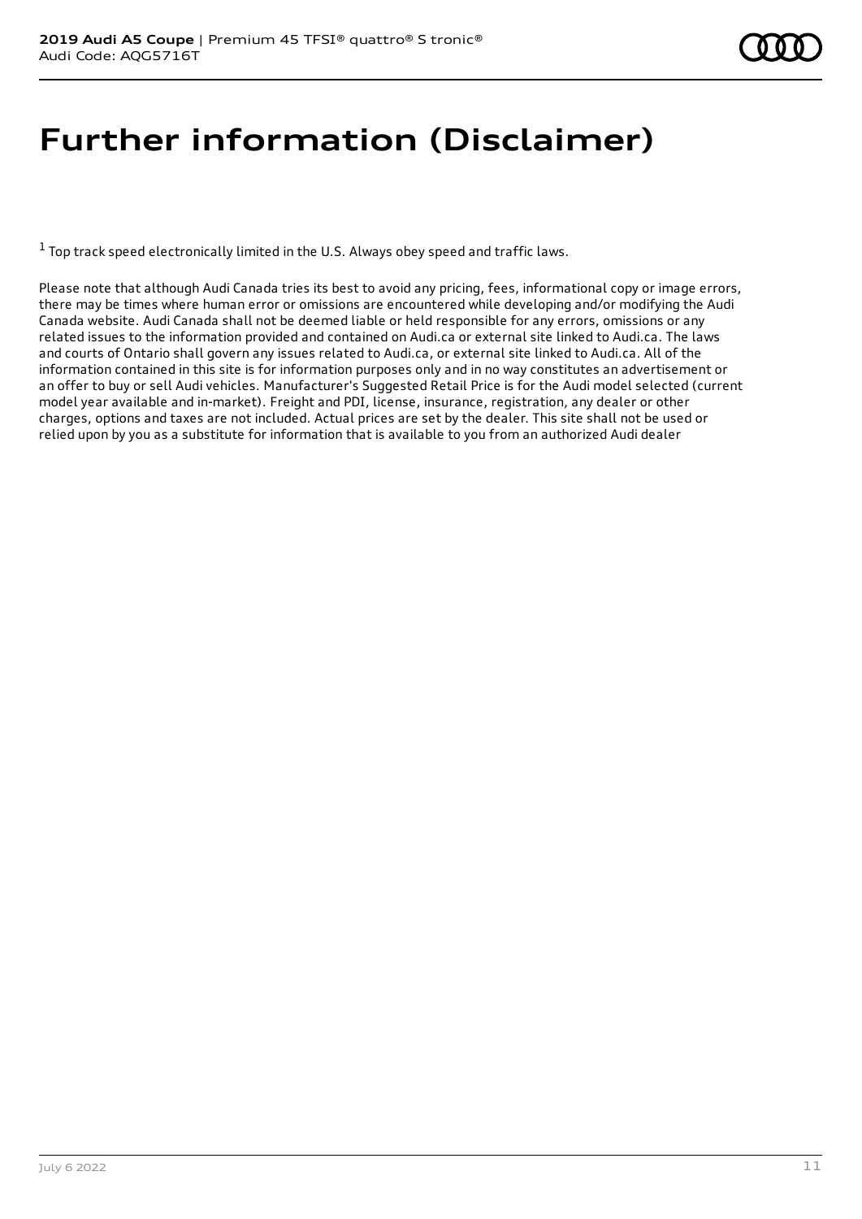# Further information (Disclaimer)

[1] Top track speed electronically limited in the U.S. Always obey speed and traffic laws.

Please note that although Audi Canada tries its best to avoid any pricing, fees, informational copy or image errors, there may be times where human error or omissions are encountered while developing and/or modifying the Audi Canada website. Audi Canada shall not be deemed liable or held responsible for any errors, omissions or any related issues to the information provided and contained on Audi.ca or external site linked to Audi.ca. The laws and courts of Ontario shall govern any issues related to Audi.ca, or external site linked to Audi.ca. All of the information contained in this site is for information purposes only and in no way constitutes an advertisement or an offer to buy or sell Audi vehicles. Manufacturer's Suggested Retail Price is for the Audi model selected (current model year available and in-market). Freight and PDI, license, insurance, registration, any dealer or other charges, options and taxes are not included. Actual prices are set by the dealer. This site shall not be used or relied upon by you as a substitute for information that is available to you from an authorized Audi dealer